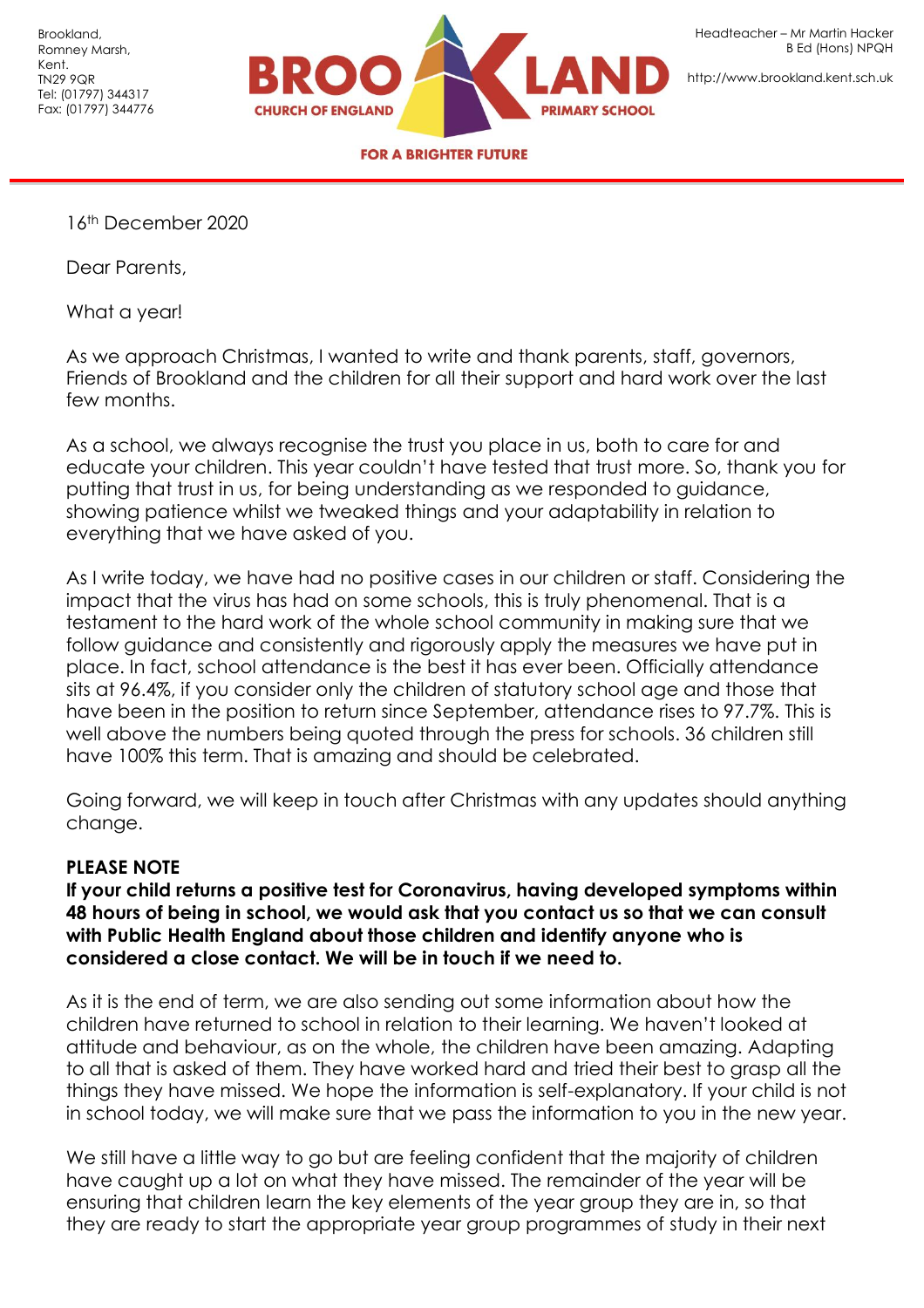Brookland,
Romney Marsh,
Kent.
TN29 9QR
Tel: (01797) 344317
Fax: (01797) 344776

**BROOKLAND CHURCH OF ENGLAND PRIMARY SCHOOL**

**FOR A BRIGHTER FUTURE**

Headteacher – Mr Martin Hacker
B Ed (Hons) NPQH

http://www.brookland.kent.sch.uk

16th December 2020

Dear Parents,

What a year!

As we approach Christmas, I wanted to write and thank parents, staff, governors, Friends of Brookland and the children for all their support and hard work over the last few months.

As a school, we always recognise the trust you place in us, both to care for and educate your children. This year couldn't have tested that trust more. So, thank you for putting that trust in us, for being understanding as we responded to guidance, showing patience whilst we tweaked things and your adaptability in relation to everything that we have asked of you.

As I write today, we have had no positive cases in our children or staff. Considering the impact that the virus has had on some schools, this is truly phenomenal. That is a testament to the hard work of the whole school community in making sure that we follow guidance and consistently and rigorously apply the measures we have put in place. In fact, school attendance is the best it has ever been. Officially attendance sits at 96.4%, if you consider only the children of statutory school age and those that have been in the position to return since September, attendance rises to 97.7%. This is well above the numbers being quoted through the press for schools. 36 children still have 100% this term. That is amazing and should be celebrated.

Going forward, we will keep in touch after Christmas with any updates should anything change.

**PLEASE NOTE**
**If your child returns a positive test for Coronavirus, having developed symptoms within 48 hours of being in school, we would ask that you contact us so that we can consult with Public Health England about those children and identify anyone who is considered a close contact. We will be in touch if we need to.**

As it is the end of term, we are also sending out some information about how the children have returned to school in relation to their learning. We haven't looked at attitude and behaviour, as on the whole, the children have been amazing. Adapting to all that is asked of them. They have worked hard and tried their best to grasp all the things they have missed. We hope the information is self-explanatory. If your child is not in school today, we will make sure that we pass the information to you in the new year.

We still have a little way to go but are feeling confident that the majority of children have caught up a lot on what they have missed. The remainder of the year will be ensuring that children learn the key elements of the year group they are in, so that they are ready to start the appropriate year group programmes of study in their next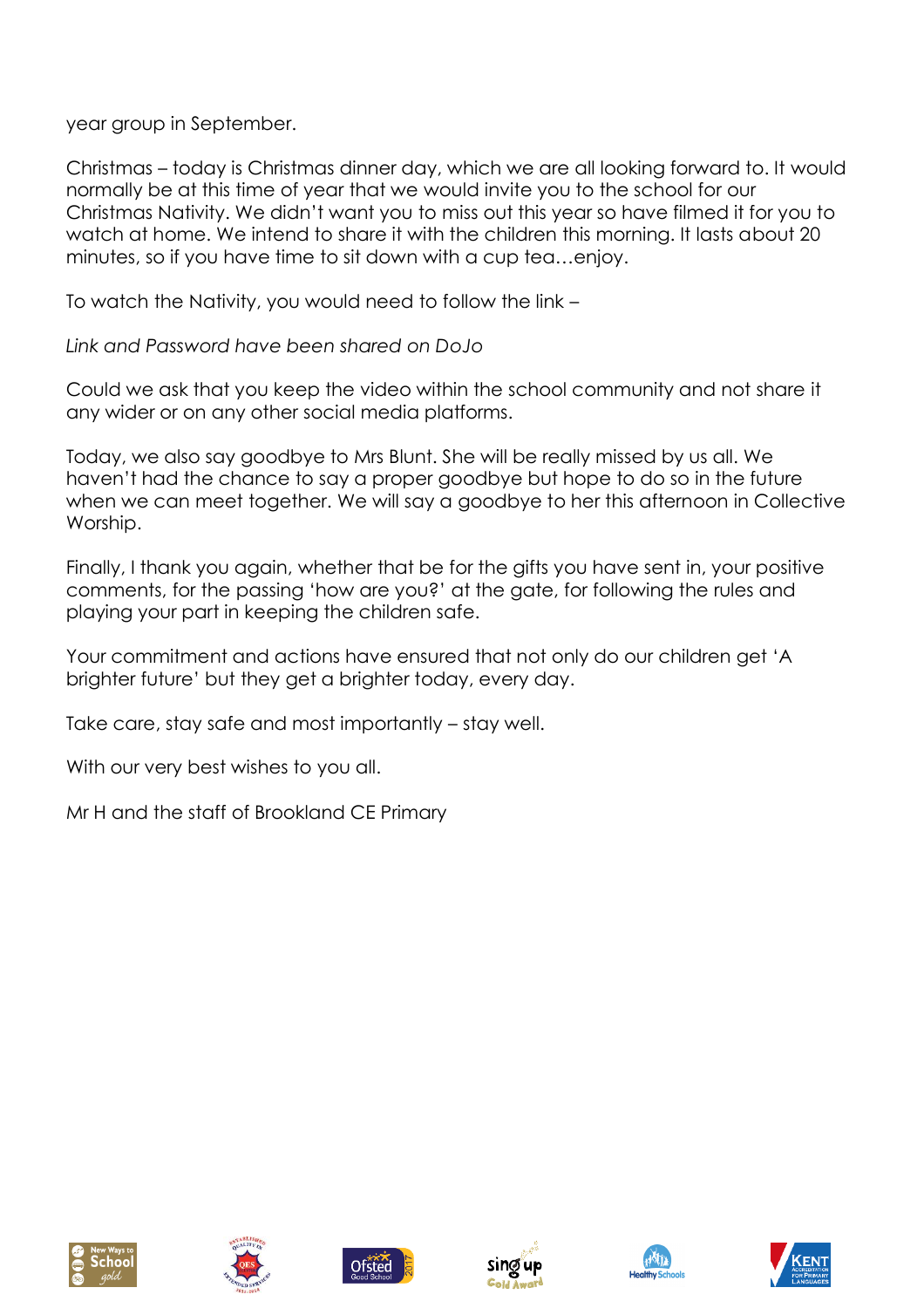year group in September.

Christmas – today is Christmas dinner day, which we are all looking forward to. It would normally be at this time of year that we would invite you to the school for our Christmas Nativity. We didn't want you to miss out this year so have filmed it for you to watch at home. We intend to share it with the children this morning. It lasts about 20 minutes, so if you have time to sit down with a cup tea…enjoy.

To watch the Nativity, you would need to follow the link –

*Link and Password have been shared on DoJo*

Could we ask that you keep the video within the school community and not share it any wider or on any other social media platforms.

Today, we also say goodbye to Mrs Blunt. She will be really missed by us all. We haven't had the chance to say a proper goodbye but hope to do so in the future when we can meet together. We will say a goodbye to her this afternoon in Collective Worship.

Finally, I thank you again, whether that be for the gifts you have sent in, your positive comments, for the passing 'how are you?' at the gate, for following the rules and playing your part in keeping the children safe.

Your commitment and actions have ensured that not only do our children get 'A brighter future' but they get a brighter today, every day.

Take care, stay safe and most importantly – stay well.

With our very best wishes to you all.

Mr H and the staff of Brookland CE Primary